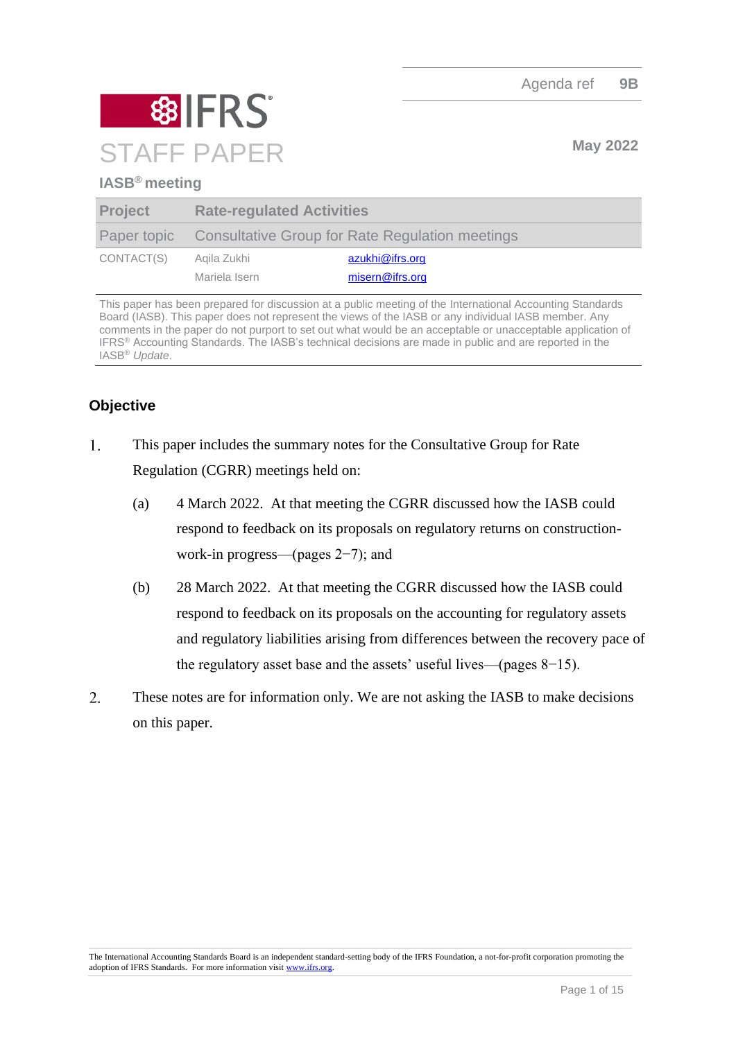Agenda ref 9B

IFRS

# STAFF PAPER

May 2022

**IASB® meeting**

| Project | Rate-regulated Activities | |
|---|---|---|
| Paper topic | Consultative Group for Rate Regulation meetings | |
| CONTACT(S) | Aqila Zukhi | azukhi@ifrs.org |
| | Mariela Isern | misern@ifrs.org |

This paper has been prepared for discussion at a public meeting of the International Accounting Standards Board (IASB). This paper does not represent the views of the IASB or any individual IASB member. Any comments in the paper do not purport to set out what would be an acceptable or unacceptable application of IFRS® Accounting Standards. The IASB's technical decisions are made in public and are reported in the IASB® *Update*.

## Objective

1. This paper includes the summary notes for the Consultative Group for Rate Regulation (CGRR) meetings held on:

   (a) 4 March 2022. At that meeting the CGRR discussed how the IASB could respond to feedback on its proposals on regulatory returns on construction-work-in progress—(pages 2−7); and

   (b) 28 March 2022. At that meeting the CGRR discussed how the IASB could respond to feedback on its proposals on the accounting for regulatory assets and regulatory liabilities arising from differences between the recovery pace of the regulatory asset base and the assets' useful lives—(pages 8−15).

2. These notes are for information only. We are not asking the IASB to make decisions on this paper.

The International Accounting Standards Board is an independent standard-setting body of the IFRS Foundation, a not-for-profit corporation promoting the adoption of IFRS Standards. For more information visit www.ifrs.org.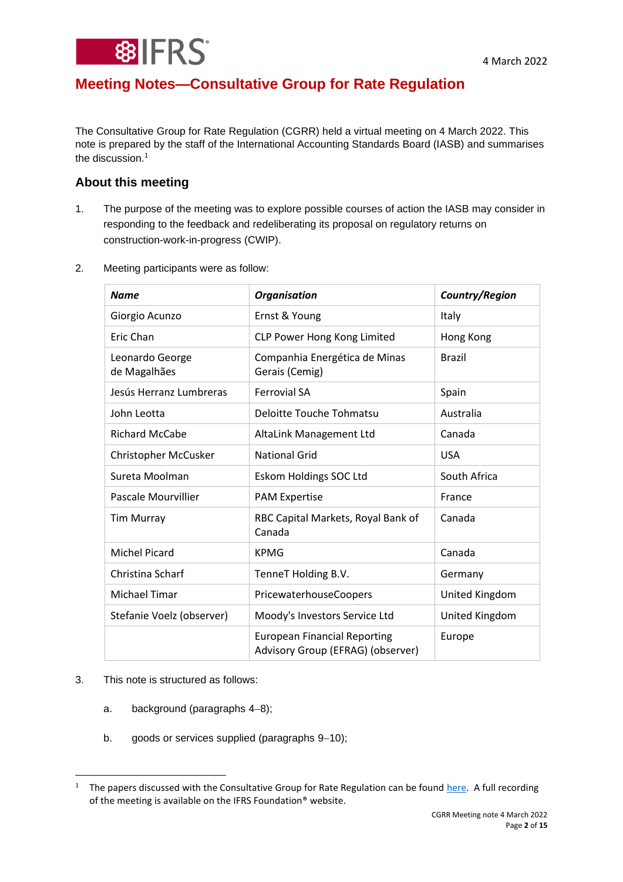# Meeting Notes—Consultative Group for Rate Regulation

The Consultative Group for Rate Regulation (CGRR) held a virtual meeting on 4 March 2022. This note is prepared by the staff of the International Accounting Standards Board (IASB) and summarises the discussion.[1]

## About this meeting

1. The purpose of the meeting was to explore possible courses of action the IASB may consider in responding to the feedback and redeliberating its proposal on regulatory returns on construction-work-in-progress (CWIP).

2. Meeting participants were as follow:

| *Name* | *Organisation* | *Country/Region* |
|---|---|---|
| Giorgio Acunzo | Ernst & Young | Italy |
| Eric Chan | CLP Power Hong Kong Limited | Hong Kong |
| Leonardo George de Magalhães | Companhia Energética de Minas Gerais (Cemig) | Brazil |
| Jesús Herranz Lumbreras | Ferrovial SA | Spain |
| John Leotta | Deloitte Touche Tohmatsu | Australia |
| Richard McCabe | AltaLink Management Ltd | Canada |
| Christopher McCusker | National Grid | USA |
| Sureta Moolman | Eskom Holdings SOC Ltd | South Africa |
| Pascale Mourvillier | PAM Expertise | France |
| Tim Murray | RBC Capital Markets, Royal Bank of Canada | Canada |
| Michel Picard | KPMG | Canada |
| Christina Scharf | TenneT Holding B.V. | Germany |
| Michael Timar | PricewaterhouseCoopers | United Kingdom |
| Stefanie Voelz (observer) | Moody's Investors Service Ltd | United Kingdom |
| | European Financial Reporting Advisory Group (EFRAG) (observer) | Europe |

3. This note is structured as follows:

   a. background (paragraphs 4–8);

   b. goods or services supplied (paragraphs 9–10);

[1] The papers discussed with the Consultative Group for Rate Regulation can be found here. A full recording of the meeting is available on the IFRS Foundation® website.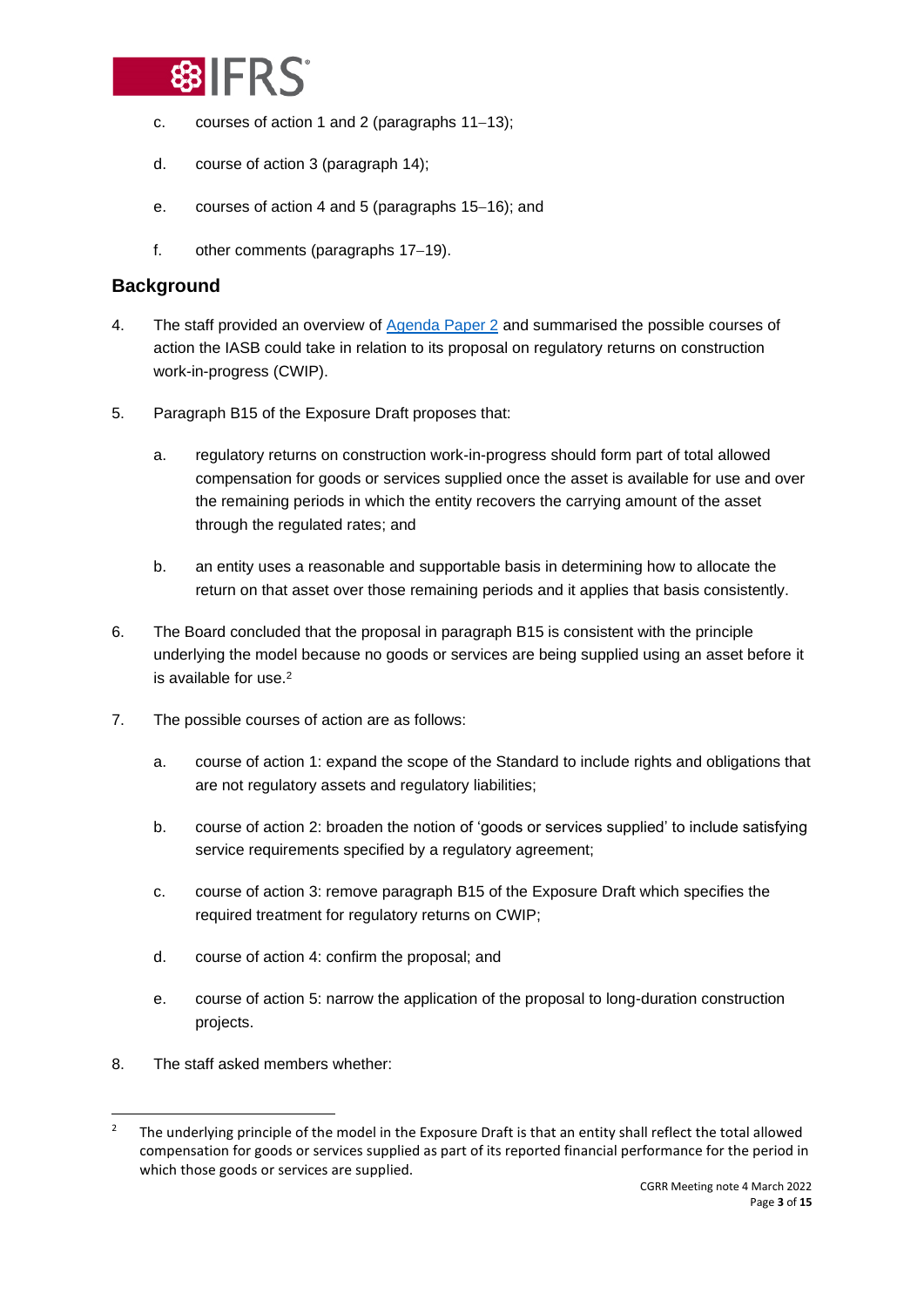c. courses of action 1 and 2 (paragraphs 11–13);

d. course of action 3 (paragraph 14);

e. courses of action 4 and 5 (paragraphs 15–16); and

f. other comments (paragraphs 17–19).

## Background

4. The staff provided an overview of [Agenda Paper 2](#) and summarised the possible courses of action the IASB could take in relation to its proposal on regulatory returns on construction work-in-progress (CWIP).

5. Paragraph B15 of the Exposure Draft proposes that:

   a. regulatory returns on construction work-in-progress should form part of total allowed compensation for goods or services supplied once the asset is available for use and over the remaining periods in which the entity recovers the carrying amount of the asset through the regulated rates; and

   b. an entity uses a reasonable and supportable basis in determining how to allocate the return on that asset over those remaining periods and it applies that basis consistently.

6. The Board concluded that the proposal in paragraph B15 is consistent with the principle underlying the model because no goods or services are being supplied using an asset before it is available for use.[2]

7. The possible courses of action are as follows:

   a. course of action 1: expand the scope of the Standard to include rights and obligations that are not regulatory assets and regulatory liabilities;

   b. course of action 2: broaden the notion of 'goods or services supplied' to include satisfying service requirements specified by a regulatory agreement;

   c. course of action 3: remove paragraph B15 of the Exposure Draft which specifies the required treatment for regulatory returns on CWIP;

   d. course of action 4: confirm the proposal; and

   e. course of action 5: narrow the application of the proposal to long-duration construction projects.

8. The staff asked members whether:

[2] The underlying principle of the model in the Exposure Draft is that an entity shall reflect the total allowed compensation for goods or services supplied as part of its reported financial performance for the period in which those goods or services are supplied.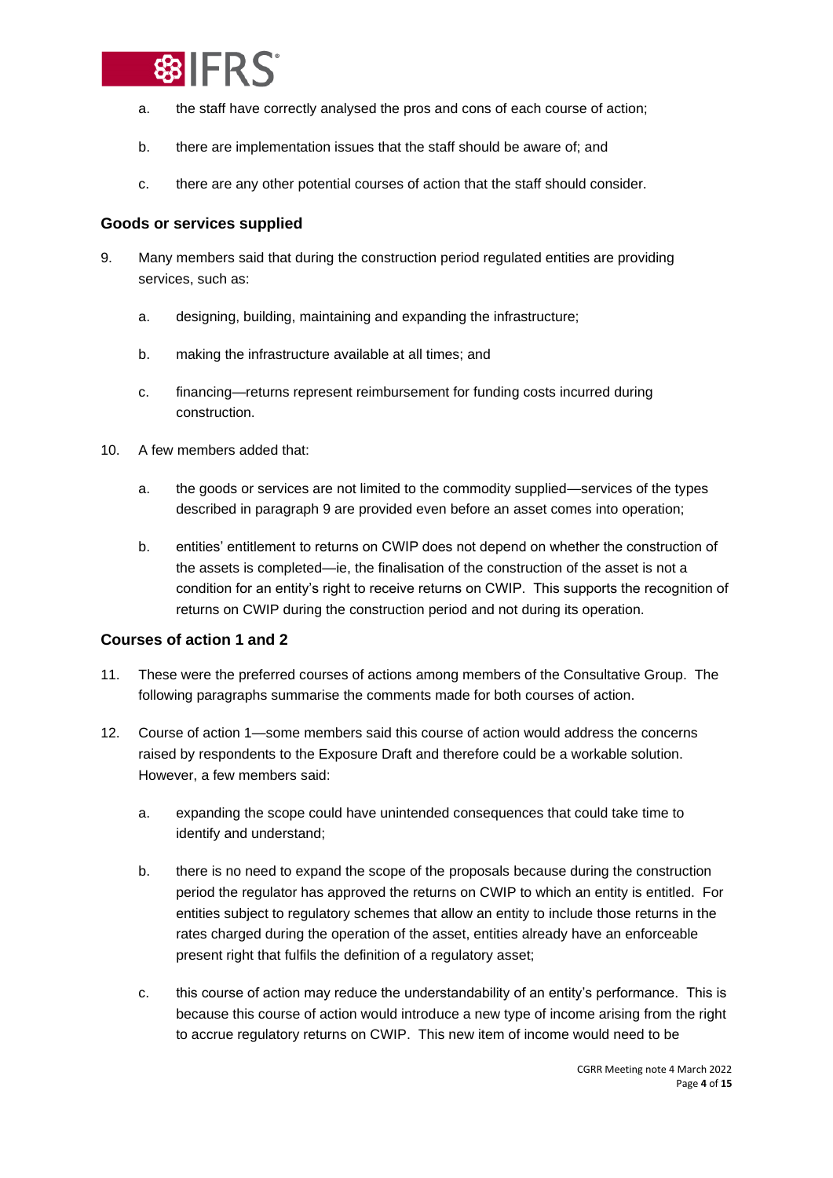a. the staff have correctly analysed the pros and cons of each course of action;

b. there are implementation issues that the staff should be aware of; and

c. there are any other potential courses of action that the staff should consider.

### Goods or services supplied

9. Many members said that during the construction period regulated entities are providing services, such as:

   a. designing, building, maintaining and expanding the infrastructure;

   b. making the infrastructure available at all times; and

   c. financing—returns represent reimbursement for funding costs incurred during construction.

10. A few members added that:

    a. the goods or services are not limited to the commodity supplied—services of the types described in paragraph 9 are provided even before an asset comes into operation;

    b. entities' entitlement to returns on CWIP does not depend on whether the construction of the assets is completed—ie, the finalisation of the construction of the asset is not a condition for an entity's right to receive returns on CWIP. This supports the recognition of returns on CWIP during the construction period and not during its operation.

### Courses of action 1 and 2

11. These were the preferred courses of actions among members of the Consultative Group. The following paragraphs summarise the comments made for both courses of action.

12. Course of action 1—some members said this course of action would address the concerns raised by respondents to the Exposure Draft and therefore could be a workable solution. However, a few members said:

    a. expanding the scope could have unintended consequences that could take time to identify and understand;

    b. there is no need to expand the scope of the proposals because during the construction period the regulator has approved the returns on CWIP to which an entity is entitled. For entities subject to regulatory schemes that allow an entity to include those returns in the rates charged during the operation of the asset, entities already have an enforceable present right that fulfils the definition of a regulatory asset;

    c. this course of action may reduce the understandability of an entity's performance. This is because this course of action would introduce a new type of income arising from the right to accrue regulatory returns on CWIP. This new item of income would need to be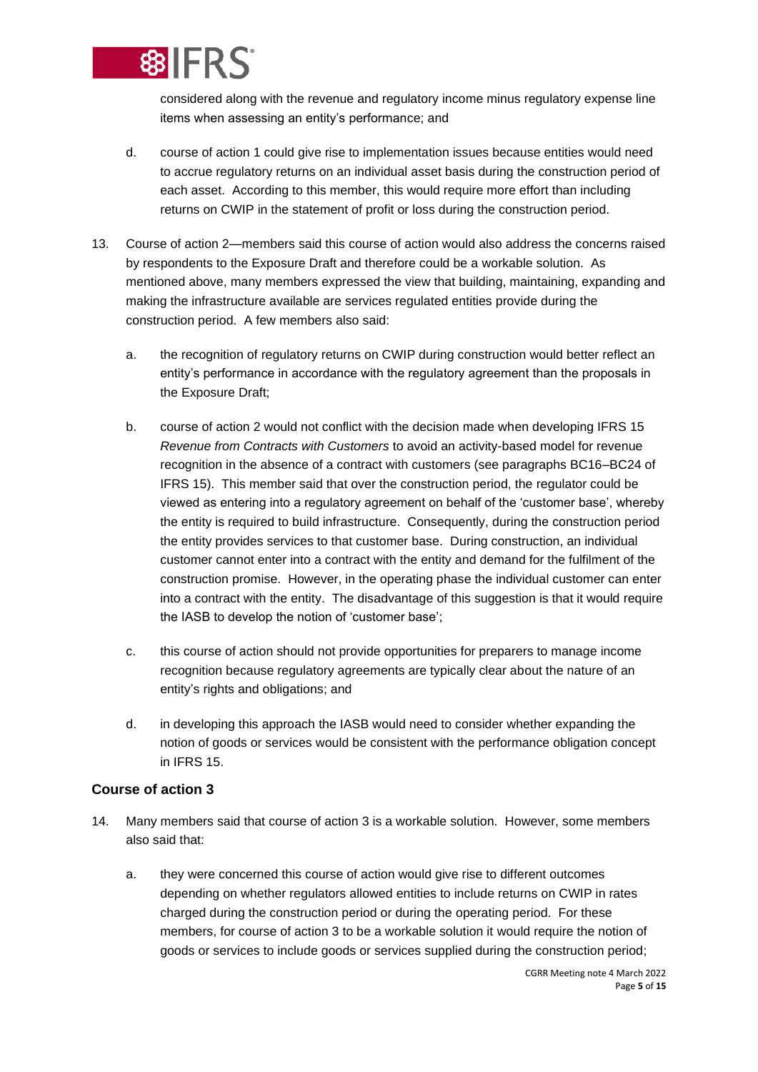considered along with the revenue and regulatory income minus regulatory expense line items when assessing an entity's performance; and

d. course of action 1 could give rise to implementation issues because entities would need to accrue regulatory returns on an individual asset basis during the construction period of each asset. According to this member, this would require more effort than including returns on CWIP in the statement of profit or loss during the construction period.

13. Course of action 2—members said this course of action would also address the concerns raised by respondents to the Exposure Draft and therefore could be a workable solution. As mentioned above, many members expressed the view that building, maintaining, expanding and making the infrastructure available are services regulated entities provide during the construction period. A few members also said:

    a. the recognition of regulatory returns on CWIP during construction would better reflect an entity's performance in accordance with the regulatory agreement than the proposals in the Exposure Draft;

    b. course of action 2 would not conflict with the decision made when developing IFRS 15 *Revenue from Contracts with Customers* to avoid an activity-based model for revenue recognition in the absence of a contract with customers (see paragraphs BC16–BC24 of IFRS 15). This member said that over the construction period, the regulator could be viewed as entering into a regulatory agreement on behalf of the 'customer base', whereby the entity is required to build infrastructure. Consequently, during the construction period the entity provides services to that customer base. During construction, an individual customer cannot enter into a contract with the entity and demand for the fulfilment of the construction promise. However, in the operating phase the individual customer can enter into a contract with the entity. The disadvantage of this suggestion is that it would require the IASB to develop the notion of 'customer base';

    c. this course of action should not provide opportunities for preparers to manage income recognition because regulatory agreements are typically clear about the nature of an entity's rights and obligations; and

    d. in developing this approach the IASB would need to consider whether expanding the notion of goods or services would be consistent with the performance obligation concept in IFRS 15.

### Course of action 3

14. Many members said that course of action 3 is a workable solution. However, some members also said that:

    a. they were concerned this course of action would give rise to different outcomes depending on whether regulators allowed entities to include returns on CWIP in rates charged during the construction period or during the operating period. For these members, for course of action 3 to be a workable solution it would require the notion of goods or services to include goods or services supplied during the construction period;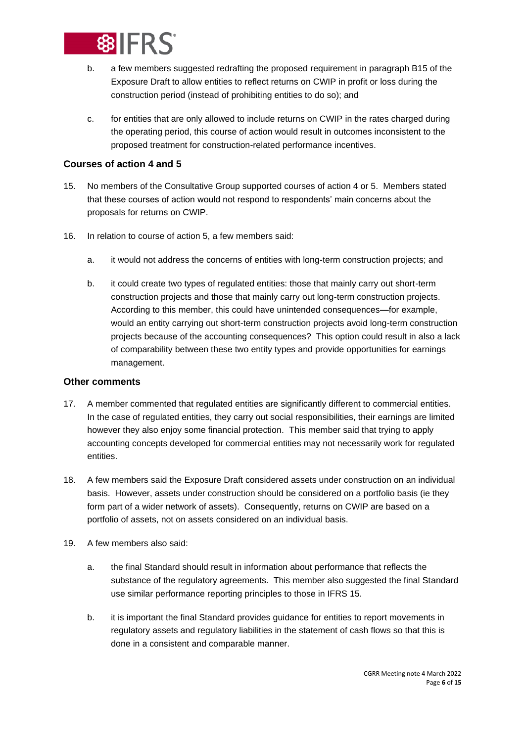b. a few members suggested redrafting the proposed requirement in paragraph B15 of the Exposure Draft to allow entities to reflect returns on CWIP in profit or loss during the construction period (instead of prohibiting entities to do so); and

c. for entities that are only allowed to include returns on CWIP in the rates charged during the operating period, this course of action would result in outcomes inconsistent to the proposed treatment for construction-related performance incentives.

### Courses of action 4 and 5

15. No members of the Consultative Group supported courses of action 4 or 5. Members stated that these courses of action would not respond to respondents' main concerns about the proposals for returns on CWIP.

16. In relation to course of action 5, a few members said:

    a. it would not address the concerns of entities with long-term construction projects; and

    b. it could create two types of regulated entities: those that mainly carry out short-term construction projects and those that mainly carry out long-term construction projects. According to this member, this could have unintended consequences—for example, would an entity carrying out short-term construction projects avoid long-term construction projects because of the accounting consequences? This option could result in also a lack of comparability between these two entity types and provide opportunities for earnings management.

### Other comments

17. A member commented that regulated entities are significantly different to commercial entities. In the case of regulated entities, they carry out social responsibilities, their earnings are limited however they also enjoy some financial protection. This member said that trying to apply accounting concepts developed for commercial entities may not necessarily work for regulated entities.

18. A few members said the Exposure Draft considered assets under construction on an individual basis. However, assets under construction should be considered on a portfolio basis (ie they form part of a wider network of assets). Consequently, returns on CWIP are based on a portfolio of assets, not on assets considered on an individual basis.

19. A few members also said:

    a. the final Standard should result in information about performance that reflects the substance of the regulatory agreements. This member also suggested the final Standard use similar performance reporting principles to those in IFRS 15.

    b. it is important the final Standard provides guidance for entities to report movements in regulatory assets and regulatory liabilities in the statement of cash flows so that this is done in a consistent and comparable manner.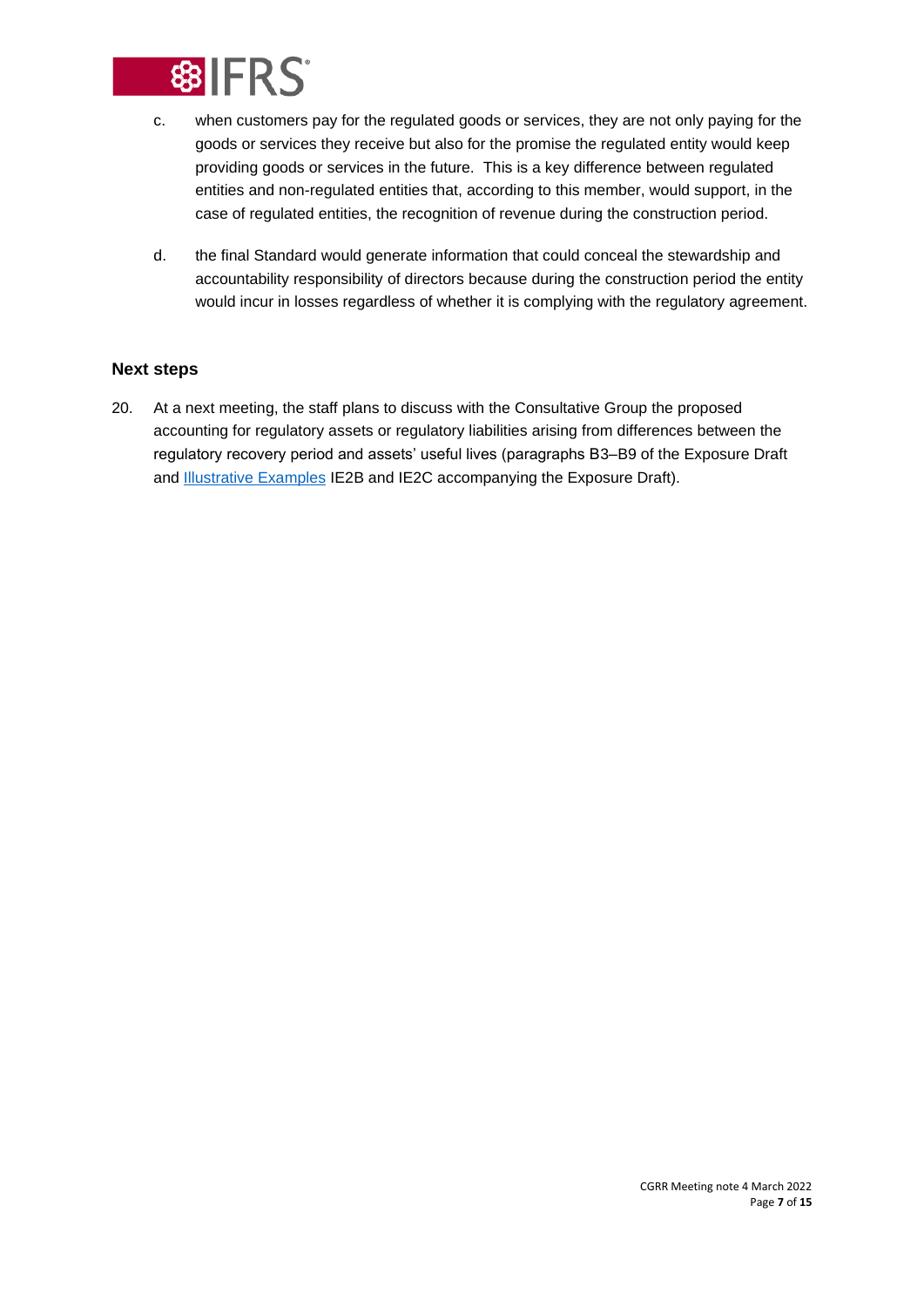c. when customers pay for the regulated goods or services, they are not only paying for the goods or services they receive but also for the promise the regulated entity would keep providing goods or services in the future. This is a key difference between regulated entities and non-regulated entities that, according to this member, would support, in the case of regulated entities, the recognition of revenue during the construction period.

d. the final Standard would generate information that could conceal the stewardship and accountability responsibility of directors because during the construction period the entity would incur in losses regardless of whether it is complying with the regulatory agreement.

### Next steps

20. At a next meeting, the staff plans to discuss with the Consultative Group the proposed accounting for regulatory assets or regulatory liabilities arising from differences between the regulatory recovery period and assets' useful lives (paragraphs B3–B9 of the Exposure Draft and Illustrative Examples IE2B and IE2C accompanying the Exposure Draft).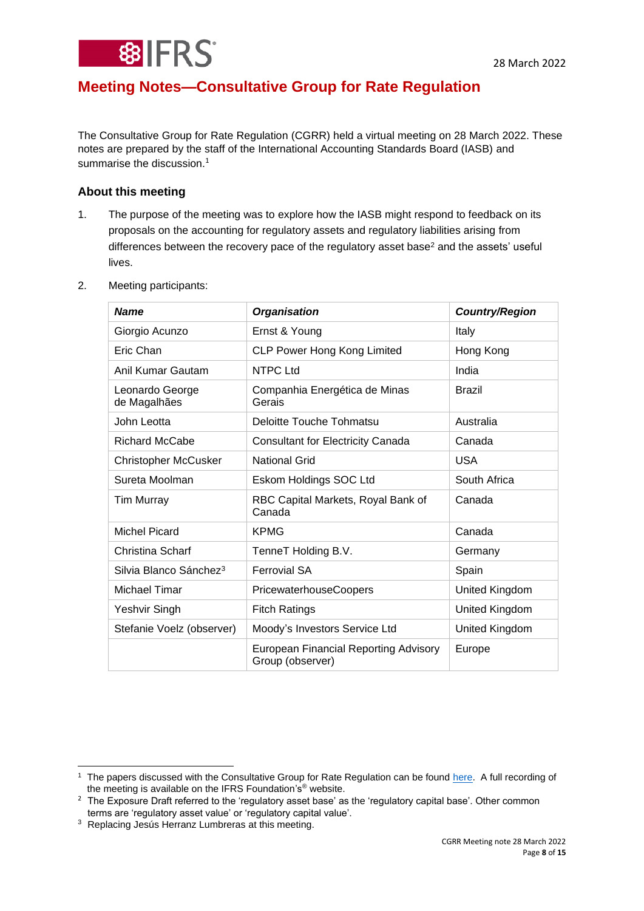# Meeting Notes—Consultative Group for Rate Regulation

28 March 2022

The Consultative Group for Rate Regulation (CGRR) held a virtual meeting on 28 March 2022. These notes are prepared by the staff of the International Accounting Standards Board (IASB) and summarise the discussion.[1]

## About this meeting

1. The purpose of the meeting was to explore how the IASB might respond to feedback on its proposals on the accounting for regulatory assets and regulatory liabilities arising from differences between the recovery pace of the regulatory asset base[2] and the assets' useful lives.

2. Meeting participants:

| ***Name*** | ***Organisation*** | ***Country/Region*** |
|---|---|---|
| Giorgio Acunzo | Ernst & Young | Italy |
| Eric Chan | CLP Power Hong Kong Limited | Hong Kong |
| Anil Kumar Gautam | NTPC Ltd | India |
| Leonardo George de Magalhães | Companhia Energética de Minas Gerais | Brazil |
| John Leotta | Deloitte Touche Tohmatsu | Australia |
| Richard McCabe | Consultant for Electricity Canada | Canada |
| Christopher McCusker | National Grid | USA |
| Sureta Moolman | Eskom Holdings SOC Ltd | South Africa |
| Tim Murray | RBC Capital Markets, Royal Bank of Canada | Canada |
| Michel Picard | KPMG | Canada |
| Christina Scharf | TenneT Holding B.V. | Germany |
| Silvia Blanco Sánchez[3] | Ferrovial SA | Spain |
| Michael Timar | PricewaterhouseCoopers | United Kingdom |
| Yeshvir Singh | Fitch Ratings | United Kingdom |
| Stefanie Voelz (observer) | Moody's Investors Service Ltd | United Kingdom |
| | European Financial Reporting Advisory Group (observer) | Europe |

[1] The papers discussed with the Consultative Group for Rate Regulation can be found here. A full recording of the meeting is available on the IFRS Foundation's® website.

[2] The Exposure Draft referred to the 'regulatory asset base' as the 'regulatory capital base'. Other common terms are 'regulatory asset value' or 'regulatory capital value'.

[3] Replacing Jesús Herranz Lumbreras at this meeting.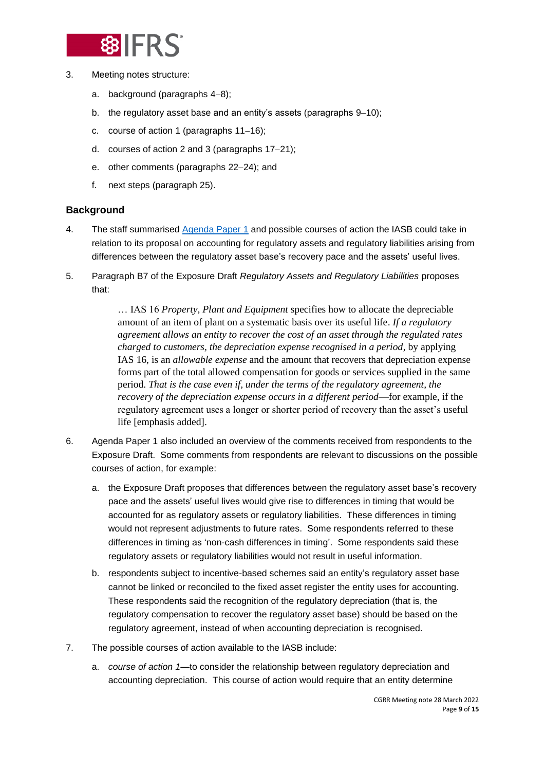3. Meeting notes structure:

    a. background (paragraphs 4–8);

    b. the regulatory asset base and an entity's assets (paragraphs 9–10);

    c. course of action 1 (paragraphs 11–16);

    d. courses of action 2 and 3 (paragraphs 17–21);

    e. other comments (paragraphs 22–24); and

    f. next steps (paragraph 25).

## Background

4. The staff summarised Agenda Paper 1 and possible courses of action the IASB could take in relation to its proposal on accounting for regulatory assets and regulatory liabilities arising from differences between the regulatory asset base's recovery pace and the assets' useful lives.

5. Paragraph B7 of the Exposure Draft *Regulatory Assets and Regulatory Liabilities* proposes that:

    > … IAS 16 *Property, Plant and Equipment* specifies how to allocate the depreciable amount of an item of plant on a systematic basis over its useful life. *If a regulatory agreement allows an entity to recover the cost of an asset through the regulated rates charged to customers, the depreciation expense recognised in a period*, by applying IAS 16, is an *allowable expense* and the amount that recovers that depreciation expense forms part of the total allowed compensation for goods or services supplied in the same period. *That is the case even if, under the terms of the regulatory agreement, the recovery of the depreciation expense occurs in a different period*—for example, if the regulatory agreement uses a longer or shorter period of recovery than the asset's useful life [emphasis added].

6. Agenda Paper 1 also included an overview of the comments received from respondents to the Exposure Draft. Some comments from respondents are relevant to discussions on the possible courses of action, for example:

    a. the Exposure Draft proposes that differences between the regulatory asset base's recovery pace and the assets' useful lives would give rise to differences in timing that would be accounted for as regulatory assets or regulatory liabilities. These differences in timing would not represent adjustments to future rates. Some respondents referred to these differences in timing as 'non-cash differences in timing'. Some respondents said these regulatory assets or regulatory liabilities would not result in useful information.

    b. respondents subject to incentive-based schemes said an entity's regulatory asset base cannot be linked or reconciled to the fixed asset register the entity uses for accounting. These respondents said the recognition of the regulatory depreciation (that is, the regulatory compensation to recover the regulatory asset base) should be based on the regulatory agreement, instead of when accounting depreciation is recognised.

7. The possible courses of action available to the IASB include:

    a. *course of action 1*—to consider the relationship between regulatory depreciation and accounting depreciation. This course of action would require that an entity determine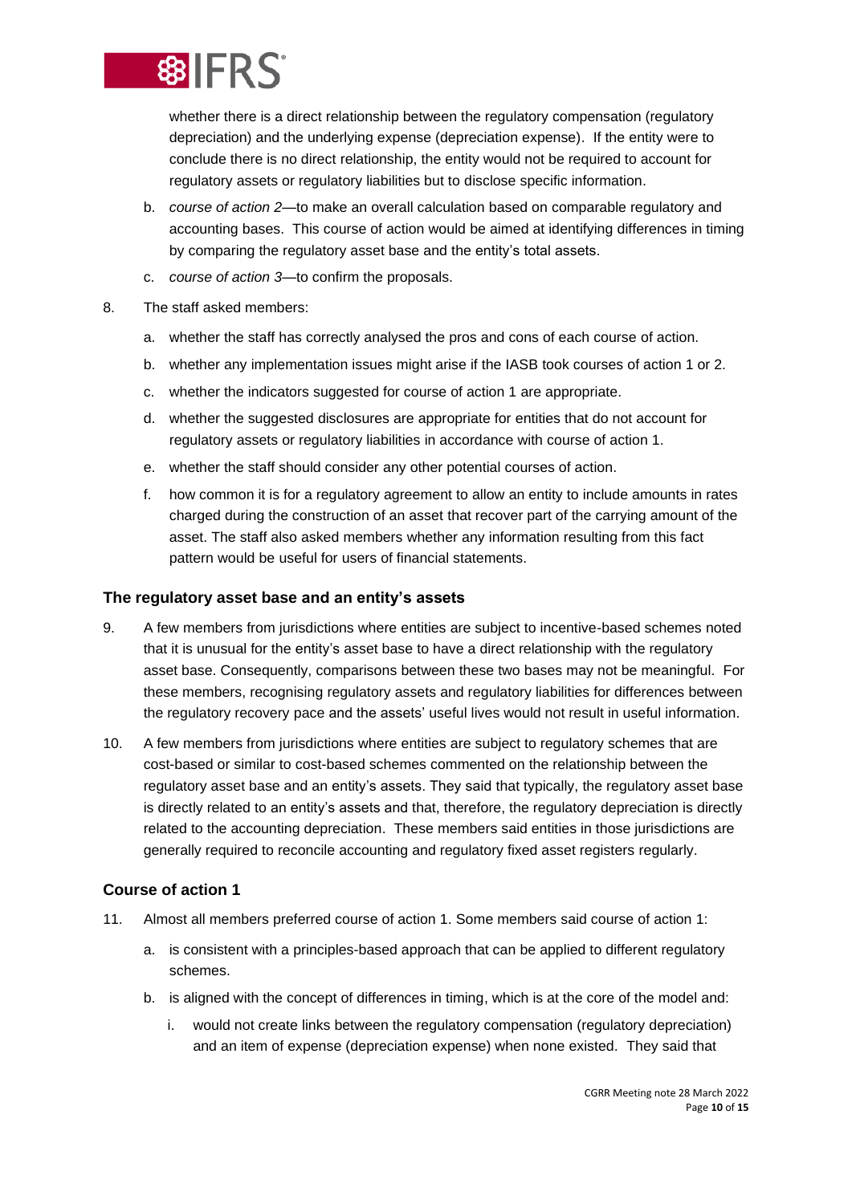whether there is a direct relationship between the regulatory compensation (regulatory depreciation) and the underlying expense (depreciation expense). If the entity were to conclude there is no direct relationship, the entity would not be required to account for regulatory assets or regulatory liabilities but to disclose specific information.

   b. *course of action 2*—to make an overall calculation based on comparable regulatory and accounting bases. This course of action would be aimed at identifying differences in timing by comparing the regulatory asset base and the entity's total assets.

   c. *course of action 3*—to confirm the proposals.

8. The staff asked members:

   a. whether the staff has correctly analysed the pros and cons of each course of action.

   b. whether any implementation issues might arise if the IASB took courses of action 1 or 2.

   c. whether the indicators suggested for course of action 1 are appropriate.

   d. whether the suggested disclosures are appropriate for entities that do not account for regulatory assets or regulatory liabilities in accordance with course of action 1.

   e. whether the staff should consider any other potential courses of action.

   f. how common it is for a regulatory agreement to allow an entity to include amounts in rates charged during the construction of an asset that recover part of the carrying amount of the asset. The staff also asked members whether any information resulting from this fact pattern would be useful for users of financial statements.

### The regulatory asset base and an entity's assets

9. A few members from jurisdictions where entities are subject to incentive-based schemes noted that it is unusual for the entity's asset base to have a direct relationship with the regulatory asset base. Consequently, comparisons between these two bases may not be meaningful. For these members, recognising regulatory assets and regulatory liabilities for differences between the regulatory recovery pace and the assets' useful lives would not result in useful information.

10. A few members from jurisdictions where entities are subject to regulatory schemes that are cost-based or similar to cost-based schemes commented on the relationship between the regulatory asset base and an entity's assets. They said that typically, the regulatory asset base is directly related to an entity's assets and that, therefore, the regulatory depreciation is directly related to the accounting depreciation. These members said entities in those jurisdictions are generally required to reconcile accounting and regulatory fixed asset registers regularly.

### Course of action 1

11. Almost all members preferred course of action 1. Some members said course of action 1:

   a. is consistent with a principles-based approach that can be applied to different regulatory schemes.

   b. is aligned with the concept of differences in timing, which is at the core of the model and:

      i. would not create links between the regulatory compensation (regulatory depreciation) and an item of expense (depreciation expense) when none existed. They said that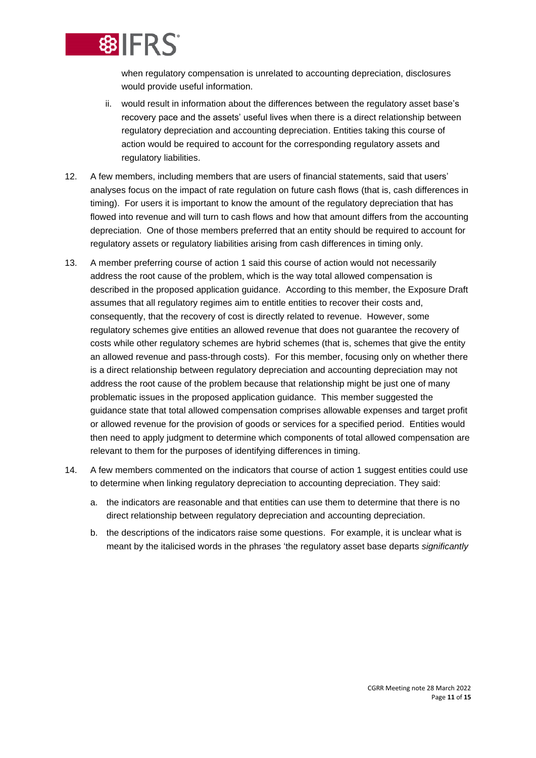when regulatory compensation is unrelated to accounting depreciation, disclosures would provide useful information.

ii. would result in information about the differences between the regulatory asset base's recovery pace and the assets' useful lives when there is a direct relationship between regulatory depreciation and accounting depreciation. Entities taking this course of action would be required to account for the corresponding regulatory assets and regulatory liabilities.

12. A few members, including members that are users of financial statements, said that users' analyses focus on the impact of rate regulation on future cash flows (that is, cash differences in timing). For users it is important to know the amount of the regulatory depreciation that has flowed into revenue and will turn to cash flows and how that amount differs from the accounting depreciation. One of those members preferred that an entity should be required to account for regulatory assets or regulatory liabilities arising from cash differences in timing only.

13. A member preferring course of action 1 said this course of action would not necessarily address the root cause of the problem, which is the way total allowed compensation is described in the proposed application guidance. According to this member, the Exposure Draft assumes that all regulatory regimes aim to entitle entities to recover their costs and, consequently, that the recovery of cost is directly related to revenue. However, some regulatory schemes give entities an allowed revenue that does not guarantee the recovery of costs while other regulatory schemes are hybrid schemes (that is, schemes that give the entity an allowed revenue and pass-through costs). For this member, focusing only on whether there is a direct relationship between regulatory depreciation and accounting depreciation may not address the root cause of the problem because that relationship might be just one of many problematic issues in the proposed application guidance. This member suggested the guidance state that total allowed compensation comprises allowable expenses and target profit or allowed revenue for the provision of goods or services for a specified period. Entities would then need to apply judgment to determine which components of total allowed compensation are relevant to them for the purposes of identifying differences in timing.

14. A few members commented on the indicators that course of action 1 suggest entities could use to determine when linking regulatory depreciation to accounting depreciation. They said:

    a. the indicators are reasonable and that entities can use them to determine that there is no direct relationship between regulatory depreciation and accounting depreciation.

    b. the descriptions of the indicators raise some questions. For example, it is unclear what is meant by the italicised words in the phrases 'the regulatory asset base departs *significantly*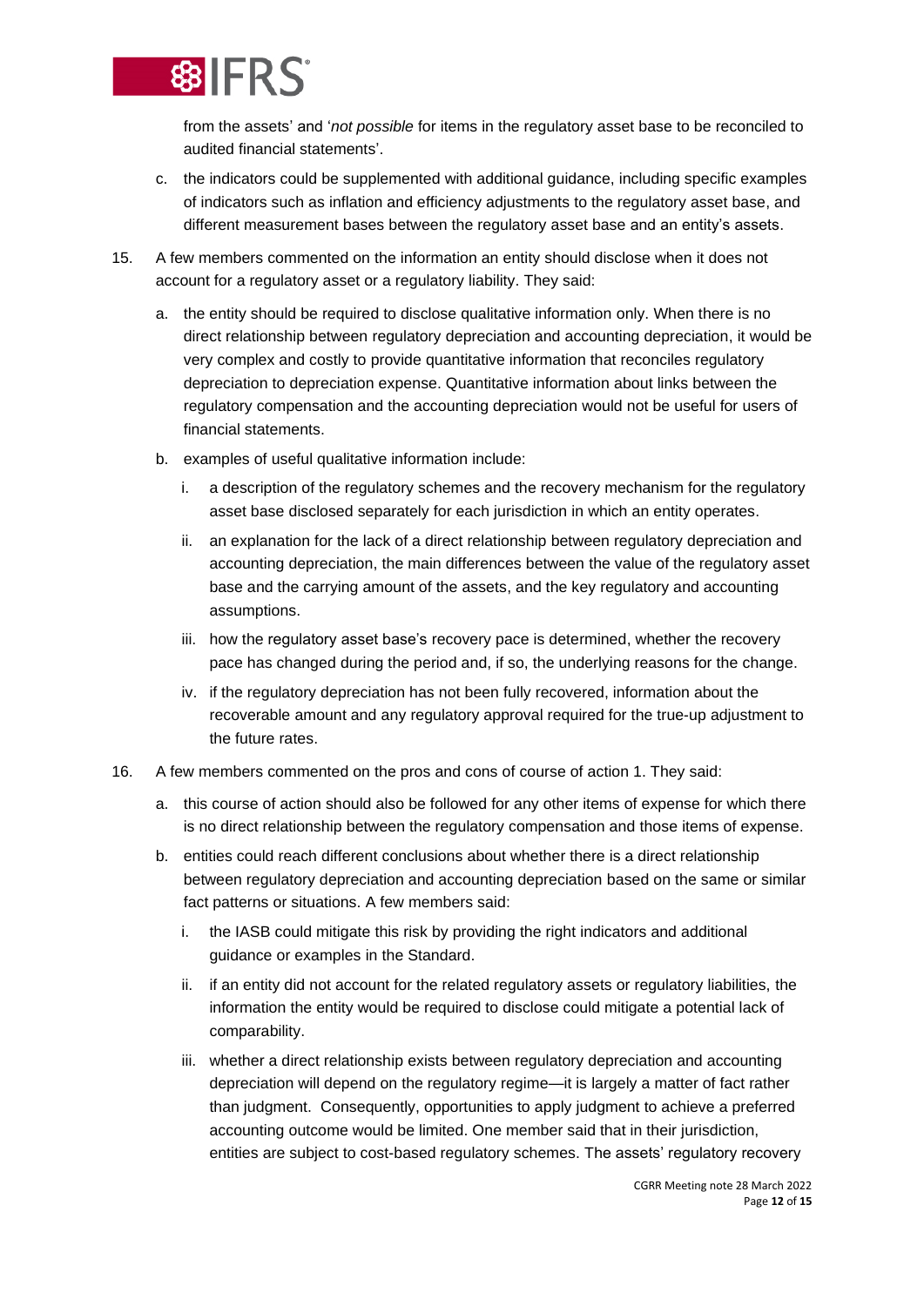from the assets' and '*not possible* for items in the regulatory asset base to be reconciled to audited financial statements'.

c. the indicators could be supplemented with additional guidance, including specific examples of indicators such as inflation and efficiency adjustments to the regulatory asset base, and different measurement bases between the regulatory asset base and an entity's assets.

15. A few members commented on the information an entity should disclose when it does not account for a regulatory asset or a regulatory liability. They said:

    a. the entity should be required to disclose qualitative information only. When there is no direct relationship between regulatory depreciation and accounting depreciation, it would be very complex and costly to provide quantitative information that reconciles regulatory depreciation to depreciation expense. Quantitative information about links between the regulatory compensation and the accounting depreciation would not be useful for users of financial statements.

    b. examples of useful qualitative information include:

        i. a description of the regulatory schemes and the recovery mechanism for the regulatory asset base disclosed separately for each jurisdiction in which an entity operates.

        ii. an explanation for the lack of a direct relationship between regulatory depreciation and accounting depreciation, the main differences between the value of the regulatory asset base and the carrying amount of the assets, and the key regulatory and accounting assumptions.

        iii. how the regulatory asset base's recovery pace is determined, whether the recovery pace has changed during the period and, if so, the underlying reasons for the change.

        iv. if the regulatory depreciation has not been fully recovered, information about the recoverable amount and any regulatory approval required for the true-up adjustment to the future rates.

16. A few members commented on the pros and cons of course of action 1. They said:

    a. this course of action should also be followed for any other items of expense for which there is no direct relationship between the regulatory compensation and those items of expense.

    b. entities could reach different conclusions about whether there is a direct relationship between regulatory depreciation and accounting depreciation based on the same or similar fact patterns or situations. A few members said:

        i. the IASB could mitigate this risk by providing the right indicators and additional guidance or examples in the Standard.

        ii. if an entity did not account for the related regulatory assets or regulatory liabilities, the information the entity would be required to disclose could mitigate a potential lack of comparability.

        iii. whether a direct relationship exists between regulatory depreciation and accounting depreciation will depend on the regulatory regime—it is largely a matter of fact rather than judgment. Consequently, opportunities to apply judgment to achieve a preferred accounting outcome would be limited. One member said that in their jurisdiction, entities are subject to cost-based regulatory schemes. The assets' regulatory recovery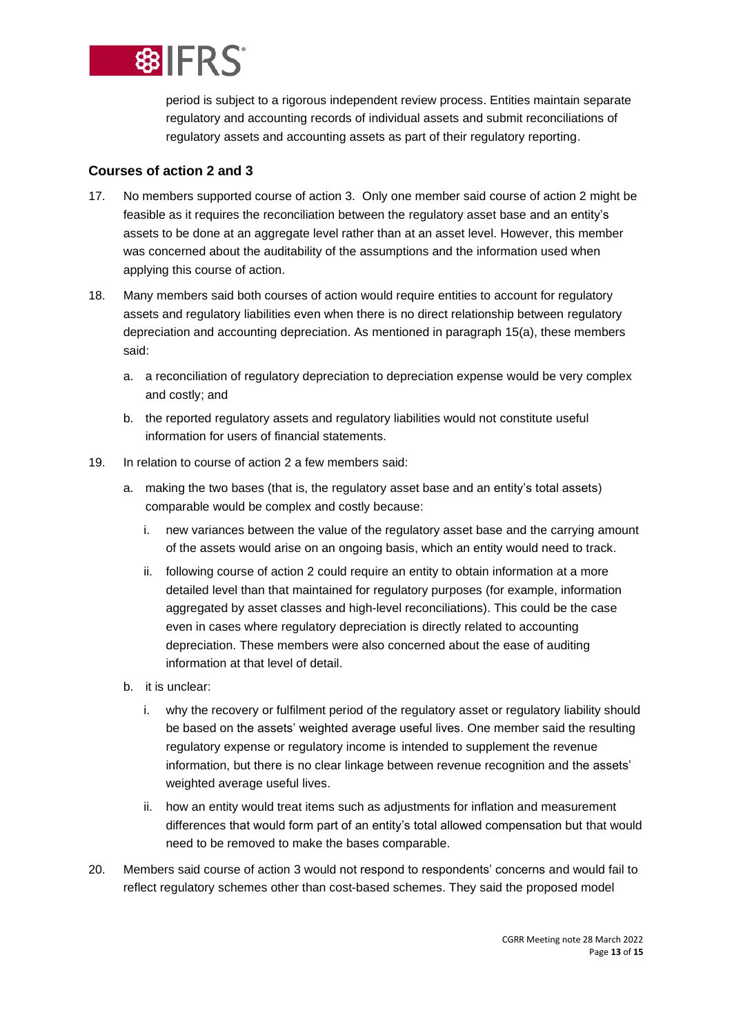period is subject to a rigorous independent review process. Entities maintain separate regulatory and accounting records of individual assets and submit reconciliations of regulatory assets and accounting assets as part of their regulatory reporting.

### Courses of action 2 and 3

17. No members supported course of action 3. Only one member said course of action 2 might be feasible as it requires the reconciliation between the regulatory asset base and an entity's assets to be done at an aggregate level rather than at an asset level. However, this member was concerned about the auditability of the assumptions and the information used when applying this course of action.

18. Many members said both courses of action would require entities to account for regulatory assets and regulatory liabilities even when there is no direct relationship between regulatory depreciation and accounting depreciation. As mentioned in paragraph 15(a), these members said:

    a. a reconciliation of regulatory depreciation to depreciation expense would be very complex and costly; and

    b. the reported regulatory assets and regulatory liabilities would not constitute useful information for users of financial statements.

19. In relation to course of action 2 a few members said:

    a. making the two bases (that is, the regulatory asset base and an entity's total assets) comparable would be complex and costly because:

        i. new variances between the value of the regulatory asset base and the carrying amount of the assets would arise on an ongoing basis, which an entity would need to track.

        ii. following course of action 2 could require an entity to obtain information at a more detailed level than that maintained for regulatory purposes (for example, information aggregated by asset classes and high-level reconciliations). This could be the case even in cases where regulatory depreciation is directly related to accounting depreciation. These members were also concerned about the ease of auditing information at that level of detail.

    b. it is unclear:

        i. why the recovery or fulfilment period of the regulatory asset or regulatory liability should be based on the assets' weighted average useful lives. One member said the resulting regulatory expense or regulatory income is intended to supplement the revenue information, but there is no clear linkage between revenue recognition and the assets' weighted average useful lives.

        ii. how an entity would treat items such as adjustments for inflation and measurement differences that would form part of an entity's total allowed compensation but that would need to be removed to make the bases comparable.

20. Members said course of action 3 would not respond to respondents' concerns and would fail to reflect regulatory schemes other than cost-based schemes. They said the proposed model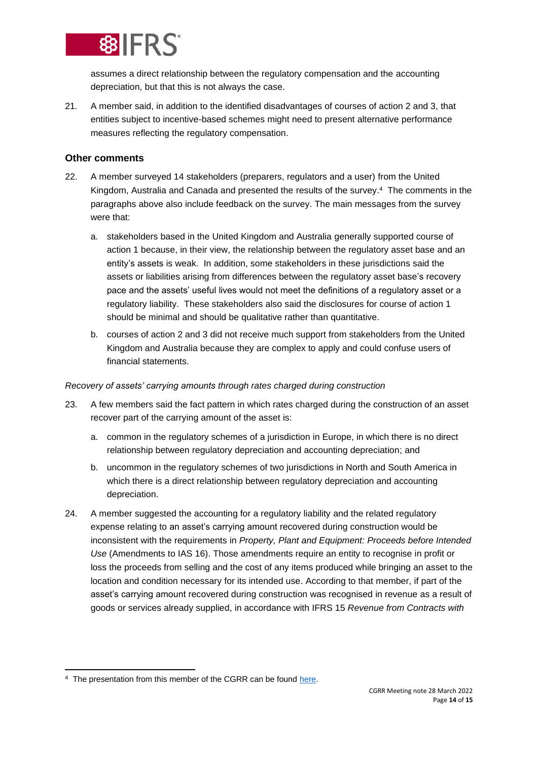assumes a direct relationship between the regulatory compensation and the accounting depreciation, but that this is not always the case.

21. A member said, in addition to the identified disadvantages of courses of action 2 and 3, that entities subject to incentive-based schemes might need to present alternative performance measures reflecting the regulatory compensation.

## Other comments

22. A member surveyed 14 stakeholders (preparers, regulators and a user) from the United Kingdom, Australia and Canada and presented the results of the survey.[4] The comments in the paragraphs above also include feedback on the survey. The main messages from the survey were that:

    a. stakeholders based in the United Kingdom and Australia generally supported course of action 1 because, in their view, the relationship between the regulatory asset base and an entity's assets is weak. In addition, some stakeholders in these jurisdictions said the assets or liabilities arising from differences between the regulatory asset base's recovery pace and the assets' useful lives would not meet the definitions of a regulatory asset or a regulatory liability. These stakeholders also said the disclosures for course of action 1 should be minimal and should be qualitative rather than quantitative.

    b. courses of action 2 and 3 did not receive much support from stakeholders from the United Kingdom and Australia because they are complex to apply and could confuse users of financial statements.

*Recovery of assets' carrying amounts through rates charged during construction*

23. A few members said the fact pattern in which rates charged during the construction of an asset recover part of the carrying amount of the asset is:

    a. common in the regulatory schemes of a jurisdiction in Europe, in which there is no direct relationship between regulatory depreciation and accounting depreciation; and

    b. uncommon in the regulatory schemes of two jurisdictions in North and South America in which there is a direct relationship between regulatory depreciation and accounting depreciation.

24. A member suggested the accounting for a regulatory liability and the related regulatory expense relating to an asset's carrying amount recovered during construction would be inconsistent with the requirements in *Property, Plant and Equipment: Proceeds before Intended Use* (Amendments to IAS 16). Those amendments require an entity to recognise in profit or loss the proceeds from selling and the cost of any items produced while bringing an asset to the location and condition necessary for its intended use. According to that member, if part of the asset's carrying amount recovered during construction was recognised in revenue as a result of goods or services already supplied, in accordance with IFRS 15 *Revenue from Contracts with*

---

[4] The presentation from this member of the CGRR can be found here.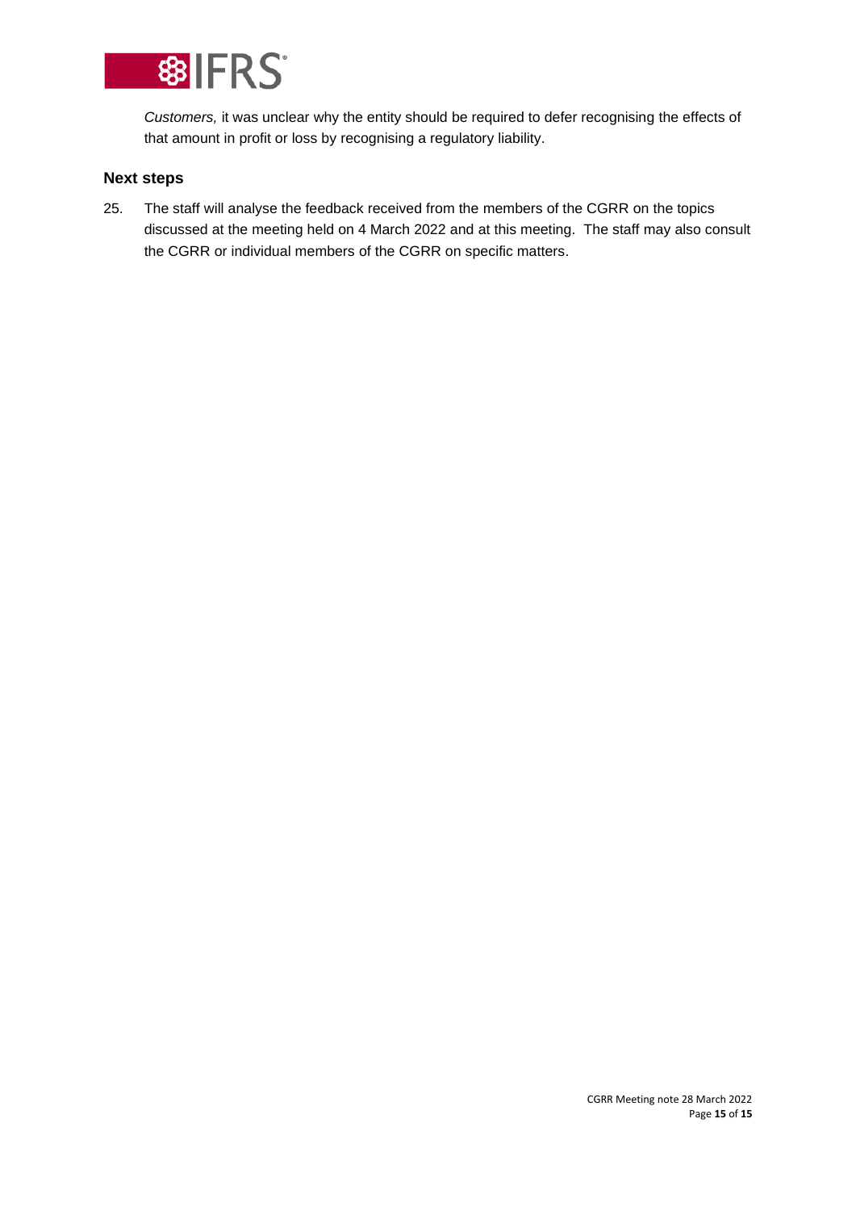*Customers,* it was unclear why the entity should be required to defer recognising the effects of that amount in profit or loss by recognising a regulatory liability.

## Next steps

25. The staff will analyse the feedback received from the members of the CGRR on the topics discussed at the meeting held on 4 March 2022 and at this meeting. The staff may also consult the CGRR or individual members of the CGRR on specific matters.